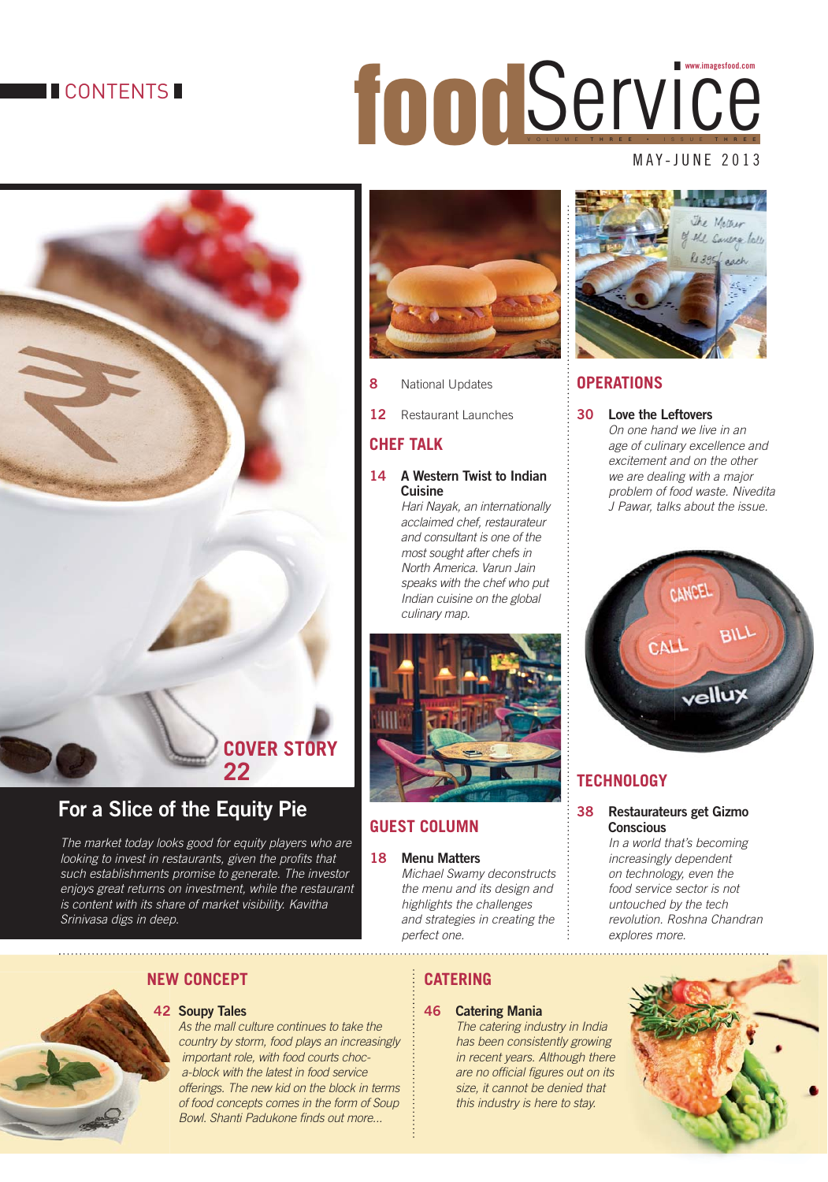# CONTENTS

**foodService**

www.imagesfood.com

VOLUME THREE • ISSUE THREE

MAY-JUNE 2013

## COVER STORY 22

### For a Slice of the Equity Pie

*The market today looks good for equity players who are looking to invest in restaurants, given the profits that such establishments promise to generate. The investor enjoys great returns on investment, while the restaurant is content with its share of market visibility. Kavitha Srinivasa digs in deep.*

**8** National Updates

**12** Restaurant Launches

## CHEF TALK

**14 A Western Twist to Indian Cuisine**

*Hari Nayak, an internationally acclaimed chef, restaurateur and consultant is one of the most sought after chefs in North America. Varun Jain speaks with the chef who put Indian cuisine on the global culinary map.*

## GUEST COLUMN

**18 Menu Matters**

*Michael Swamy deconstructs the menu and its design and highlights the challenges and strategies in creating the perfect one.*

## OPERATIONS

**30 Love the Leftovers**

*On one hand we live in an age of culinary excellence and excitement and on the other we are dealing with a major problem of food waste. Nivedita J Pawar, talks about the issue.*

## TECHNOLOGY

**38 Restaurateurs get Gizmo Conscious**

*In a world that's becoming increasingly dependent on technology, even the food service sector is not untouched by the tech revolution. Roshna Chandran explores more.*

## NEW CONCEPT

**42 Soupy Tales**

*As the mall culture continues to take the country by storm, food plays an increasingly important role, with food courts choc-a-block with the latest in food service offerings. The new kid on the block in terms of food concepts comes in the form of Soup Bowl. Shanti Padukone finds out more...*

## CATERING

**46 Catering Mania**

*The catering industry in India has been consistently growing in recent years. Although there are no official figures out on its size, it cannot be denied that this industry is here to stay.*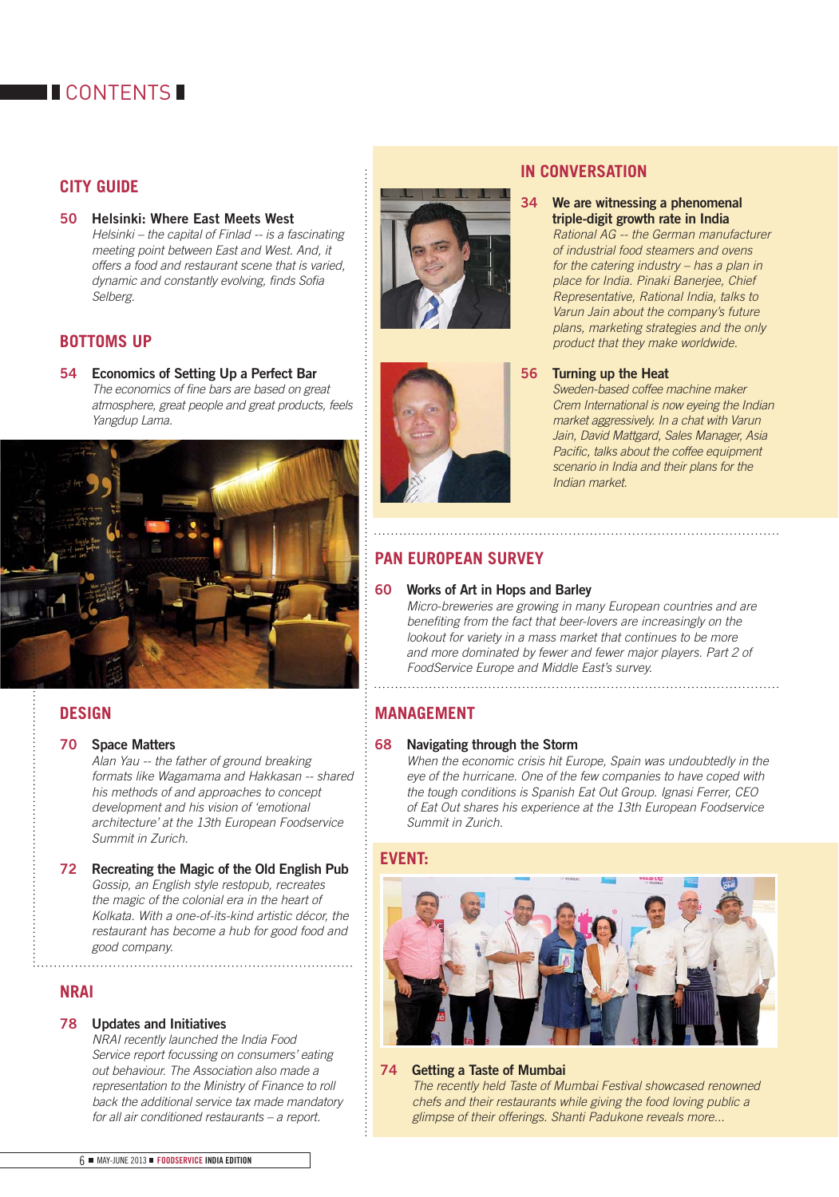# CONTENTS

## CITY GUIDE

**50 Helsinki: Where East Meets West**
*Helsinki – the capital of Finlad -- is a fascinating meeting point between East and West. And, it offers a food and restaurant scene that is varied, dynamic and constantly evolving, finds Sofia Selberg.*

## BOTTOMS UP

**54 Economics of Setting Up a Perfect Bar**
*The economics of fine bars are based on great atmosphere, great people and great products, feels Yangdup Lama.*

## DESIGN

**70 Space Matters**
*Alan Yau -- the father of ground breaking formats like Wagamama and Hakkasan -- shared his methods of and approaches to concept development and his vision of 'emotional architecture' at the 13th European Foodservice Summit in Zurich.*

**72 Recreating the Magic of the Old English Pub**
*Gossip, an English style restopub, recreates the magic of the colonial era in the heart of Kolkata. With a one-of-its-kind artistic décor, the restaurant has become a hub for good food and good company.*

## NRAI

**78 Updates and Initiatives**
*NRAI recently launched the India Food Service report focussing on consumers' eating out behaviour. The Association also made a representation to the Ministry of Finance to roll back the additional service tax made mandatory for all air conditioned restaurants – a report.*

## IN CONVERSATION

**34 We are witnessing a phenomenal triple-digit growth rate in India**
*Rational AG -- the German manufacturer of industrial food steamers and ovens for the catering industry – has a plan in place for India. Pinaki Banerjee, Chief Representative, Rational India, talks to Varun Jain about the company's future plans, marketing strategies and the only product that they make worldwide.*

**56 Turning up the Heat**
*Sweden-based coffee machine maker Crem International is now eyeing the Indian market aggressively. In a chat with Varun Jain, David Mattgard, Sales Manager, Asia Pacific, talks about the coffee equipment scenario in India and their plans for the Indian market.*

## PAN EUROPEAN SURVEY

**60 Works of Art in Hops and Barley**
*Micro-breweries are growing in many European countries and are benefiting from the fact that beer-lovers are increasingly on the lookout for variety in a mass market that continues to be more and more dominated by fewer and fewer major players. Part 2 of FoodService Europe and Middle East's survey.*

## MANAGEMENT

**68 Navigating through the Storm**
*When the economic crisis hit Europe, Spain was undoubtedly in the eye of the hurricane. One of the few companies to have coped with the tough conditions is Spanish Eat Out Group. Ignasi Ferrer, CEO of Eat Out shares his experience at the 13th European Foodservice Summit in Zurich.*

## EVENT:

**74 Getting a Taste of Mumbai**
*The recently held Taste of Mumbai Festival showcased renowned chefs and their restaurants while giving the food loving public a glimpse of their offerings. Shanti Padukone reveals more...*